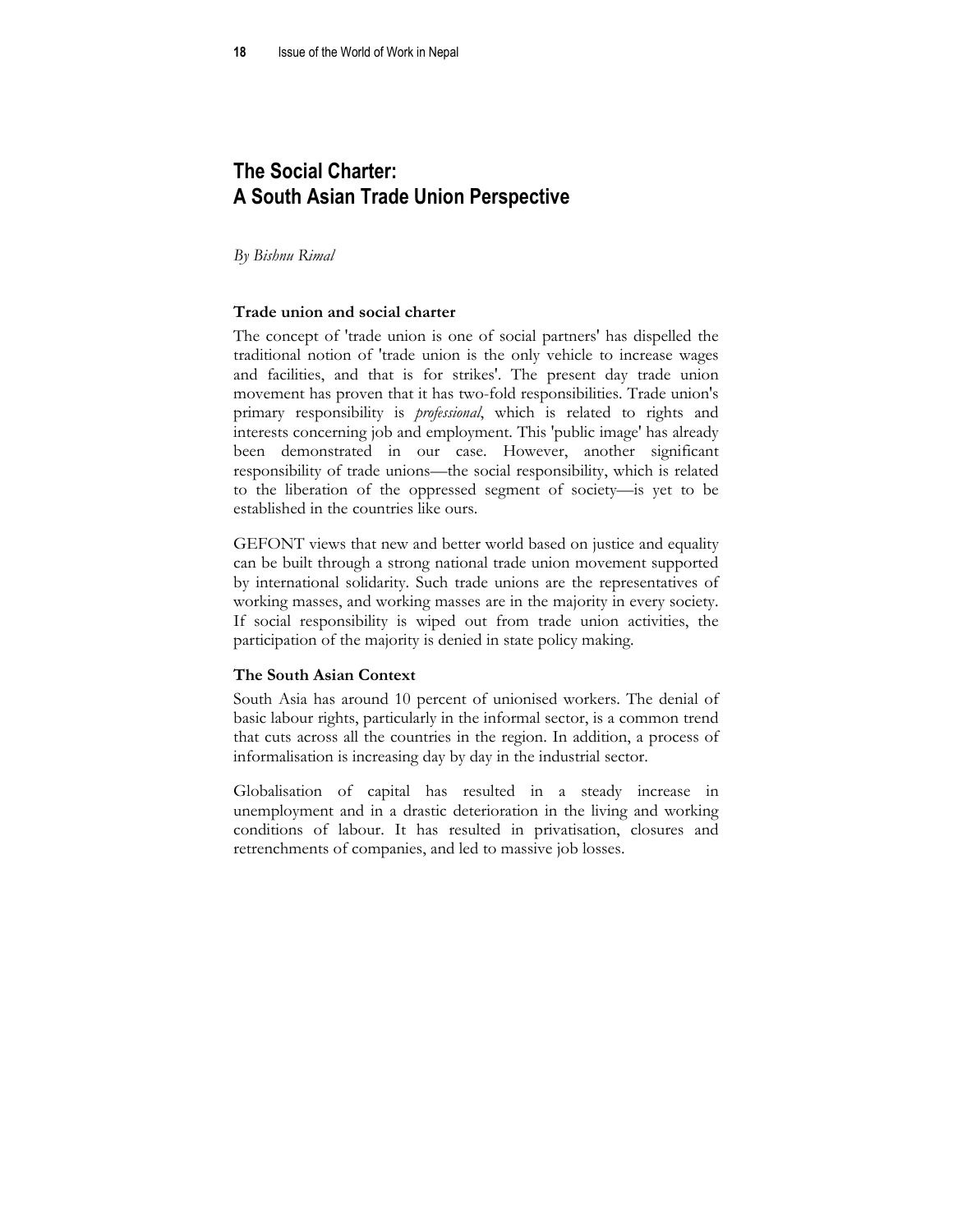# The Social Charter: A South Asian Trade Union Perspective

*By Bishnu Rimal*

### Trade union and social charter

The concept of 'trade union is one of social partners' has dispelled the traditional notion of 'trade union is the only vehicle to increase wages and facilities, and that is for strikes'. The present day trade union movement has proven that it has two-fold responsibilities. Trade union's primary responsibility is *professional*, which is related to rights and interests concerning job and employment. This 'public image' has already been demonstrated in our case. However, another significant responsibility of trade unions—the social responsibility, which is related to the liberation of the oppressed segment of society—is yet to be established in the countries like ours.

GEFONT views that new and better world based on justice and equality can be built through a strong national trade union movement supported by international solidarity. Such trade unions are the representatives of working masses, and working masses are in the majority in every society. If social responsibility is wiped out from trade union activities, the participation of the majority is denied in state policy making.

### The South Asian Context

South Asia has around 10 percent of unionised workers. The denial of basic labour rights, particularly in the informal sector, is a common trend that cuts across all the countries in the region. In addition, a process of informalisation is increasing day by day in the industrial sector.

Globalisation of capital has resulted in a steady increase in unemployment and in a drastic deterioration in the living and working conditions of labour. It has resulted in privatisation, closures and retrenchments of companies, and led to massive job losses.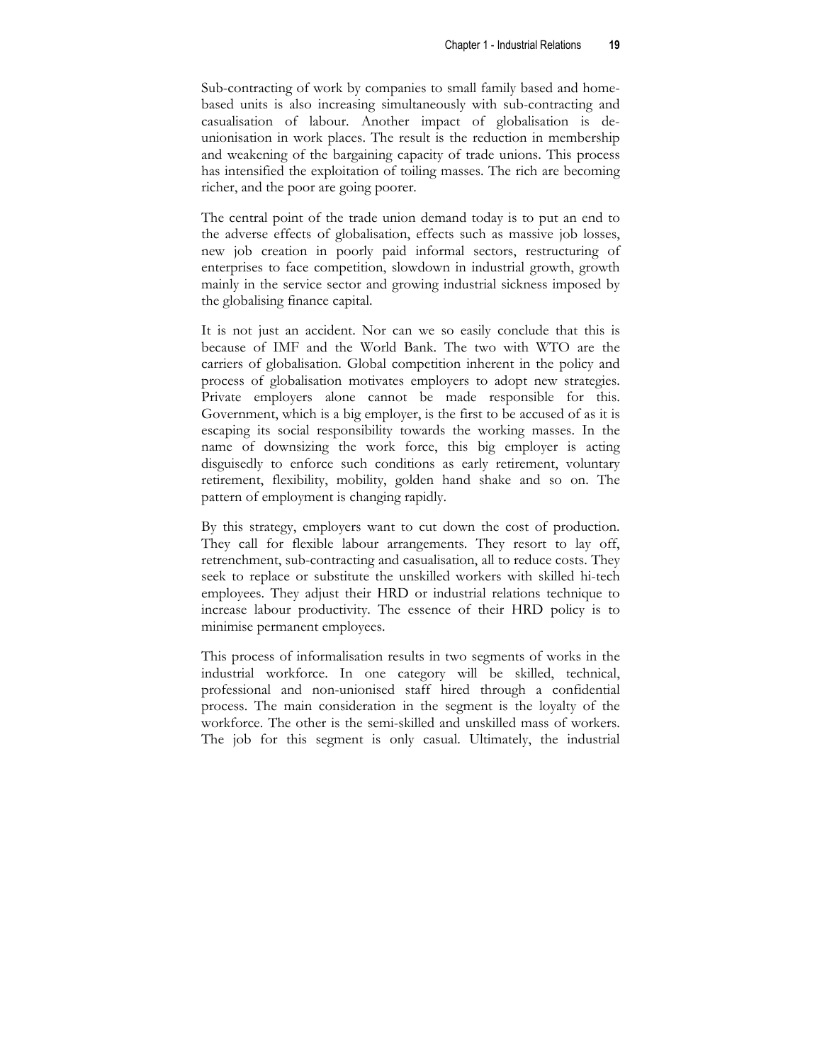Sub-contracting of work by companies to small family based and home-based units is also increasing simultaneously with sub-contracting and casualisation of labour. Another impact of globalisation is de-unionisation in work places. The result is the reduction in membership and weakening of the bargaining capacity of trade unions. This process has intensified the exploitation of toiling masses. The rich are becoming richer, and the poor are going poorer.

The central point of the trade union demand today is to put an end to the adverse effects of globalisation, effects such as massive job losses, new job creation in poorly paid informal sectors, restructuring of enterprises to face competition, slowdown in industrial growth, growth mainly in the service sector and growing industrial sickness imposed by the globalising finance capital.

It is not just an accident. Nor can we so easily conclude that this is because of IMF and the World Bank. The two with WTO are the carriers of globalisation. Global competition inherent in the policy and process of globalisation motivates employers to adopt new strategies. Private employers alone cannot be made responsible for this. Government, which is a big employer, is the first to be accused of as it is escaping its social responsibility towards the working masses. In the name of downsizing the work force, this big employer is acting disguisedly to enforce such conditions as early retirement, voluntary retirement, flexibility, mobility, golden hand shake and so on. The pattern of employment is changing rapidly.

By this strategy, employers want to cut down the cost of production. They call for flexible labour arrangements. They resort to lay off, retrenchment, sub-contracting and casualisation, all to reduce costs. They seek to replace or substitute the unskilled workers with skilled hi-tech employees. They adjust their HRD or industrial relations technique to increase labour productivity. The essence of their HRD policy is to minimise permanent employees.

This process of informalisation results in two segments of works in the industrial workforce. In one category will be skilled, technical, professional and non-unionised staff hired through a confidential process. The main consideration in the segment is the loyalty of the workforce. The other is the semi-skilled and unskilled mass of workers. The job for this segment is only casual. Ultimately, the industrial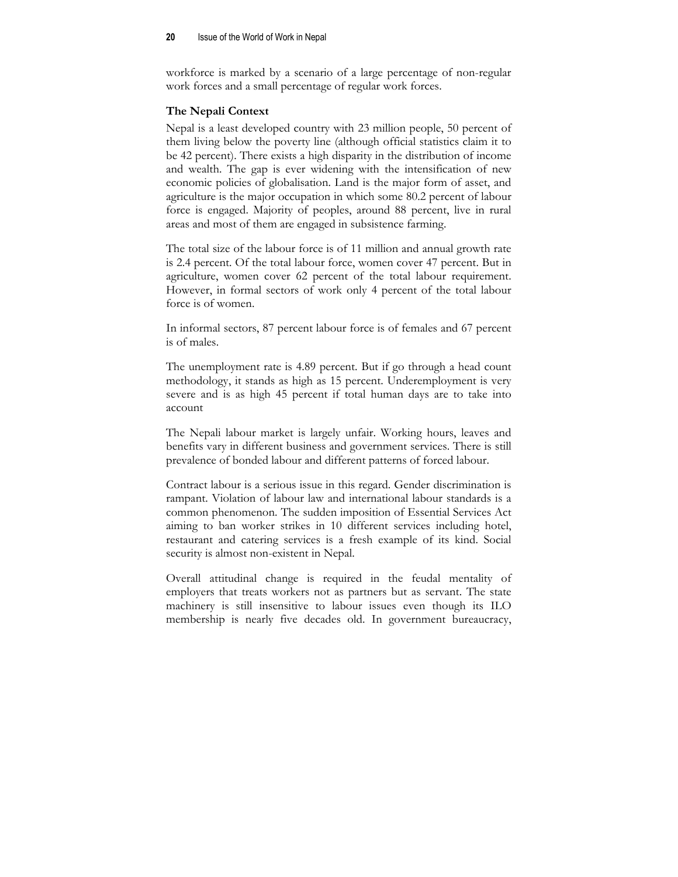workforce is marked by a scenario of a large percentage of non-regular work forces and a small percentage of regular work forces.

### The Nepali Context

Nepal is a least developed country with 23 million people, 50 percent of them living below the poverty line (although official statistics claim it to be 42 percent). There exists a high disparity in the distribution of income and wealth. The gap is ever widening with the intensification of new economic policies of globalisation. Land is the major form of asset, and agriculture is the major occupation in which some 80.2 percent of labour force is engaged. Majority of peoples, around 88 percent, live in rural areas and most of them are engaged in subsistence farming.

The total size of the labour force is of 11 million and annual growth rate is 2.4 percent. Of the total labour force, women cover 47 percent. But in agriculture, women cover 62 percent of the total labour requirement. However, in formal sectors of work only 4 percent of the total labour force is of women.

In informal sectors, 87 percent labour force is of females and 67 percent is of males.

The unemployment rate is 4.89 percent. But if go through a head count methodology, it stands as high as 15 percent. Underemployment is very severe and is as high 45 percent if total human days are to take into account

The Nepali labour market is largely unfair. Working hours, leaves and benefits vary in different business and government services. There is still prevalence of bonded labour and different patterns of forced labour.

Contract labour is a serious issue in this regard. Gender discrimination is rampant. Violation of labour law and international labour standards is a common phenomenon. The sudden imposition of Essential Services Act aiming to ban worker strikes in 10 different services including hotel, restaurant and catering services is a fresh example of its kind. Social security is almost non-existent in Nepal.

Overall attitudinal change is required in the feudal mentality of employers that treats workers not as partners but as servant. The state machinery is still insensitive to labour issues even though its ILO membership is nearly five decades old. In government bureaucracy,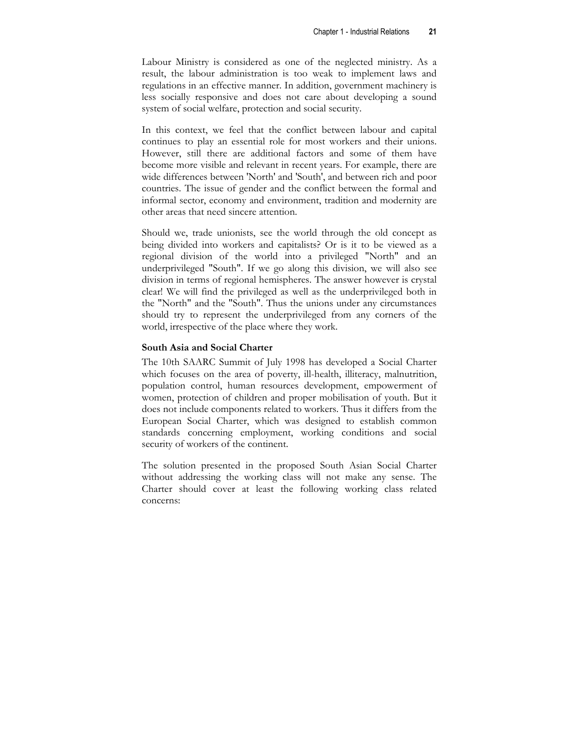Labour Ministry is considered as one of the neglected ministry. As a result, the labour administration is too weak to implement laws and regulations in an effective manner. In addition, government machinery is less socially responsive and does not care about developing a sound system of social welfare, protection and social security.

In this context, we feel that the conflict between labour and capital continues to play an essential role for most workers and their unions. However, still there are additional factors and some of them have become more visible and relevant in recent years. For example, there are wide differences between 'North' and 'South', and between rich and poor countries. The issue of gender and the conflict between the formal and informal sector, economy and environment, tradition and modernity are other areas that need sincere attention.

Should we, trade unionists, see the world through the old concept as being divided into workers and capitalists? Or is it to be viewed as a regional division of the world into a privileged "North" and an underprivileged "South". If we go along this division, we will also see division in terms of regional hemispheres. The answer however is crystal clear! We will find the privileged as well as the underprivileged both in the "North" and the "South". Thus the unions under any circumstances should try to represent the underprivileged from any corners of the world, irrespective of the place where they work.

**South Asia and Social Charter**

The 10th SAARC Summit of July 1998 has developed a Social Charter which focuses on the area of poverty, ill-health, illiteracy, malnutrition, population control, human resources development, empowerment of women, protection of children and proper mobilisation of youth. But it does not include components related to workers. Thus it differs from the European Social Charter, which was designed to establish common standards concerning employment, working conditions and social security of workers of the continent.

The solution presented in the proposed South Asian Social Charter without addressing the working class will not make any sense. The Charter should cover at least the following working class related concerns: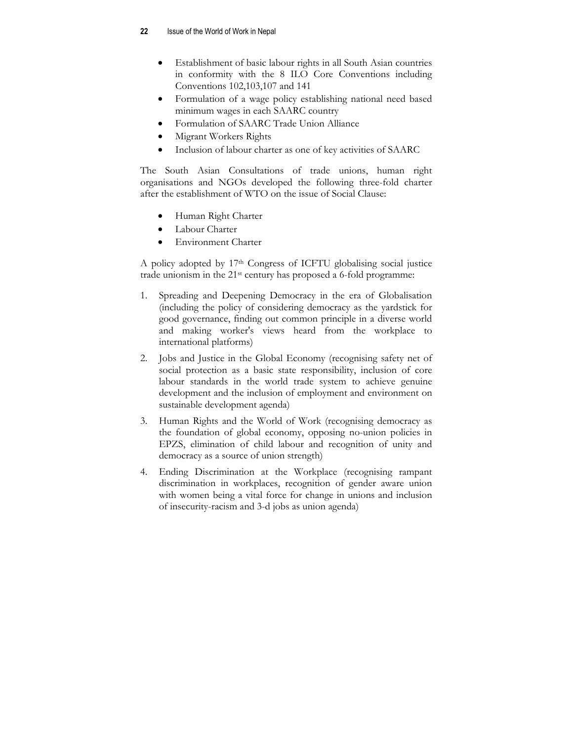- Establishment of basic labour rights in all South Asian countries in conformity with the 8 ILO Core Conventions including Conventions 102,103,107 and 141
- Formulation of a wage policy establishing national need based minimum wages in each SAARC country
- Formulation of SAARC Trade Union Alliance
- Migrant Workers Rights
- Inclusion of labour charter as one of key activities of SAARC

The South Asian Consultations of trade unions, human right organisations and NGOs developed the following three-fold charter after the establishment of WTO on the issue of Social Clause:

- Human Right Charter
- Labour Charter
- Environment Charter

A policy adopted by 17th Congress of ICFTU globalising social justice trade unionism in the 21st century has proposed a 6-fold programme:

1. Spreading and Deepening Democracy in the era of Globalisation (including the policy of considering democracy as the yardstick for good governance, finding out common principle in a diverse world and making worker's views heard from the workplace to international platforms)
2. Jobs and Justice in the Global Economy (recognising safety net of social protection as a basic state responsibility, inclusion of core labour standards in the world trade system to achieve genuine development and the inclusion of employment and environment on sustainable development agenda)
3. Human Rights and the World of Work (recognising democracy as the foundation of global economy, opposing no-union policies in EPZS, elimination of child labour and recognition of unity and democracy as a source of union strength)
4. Ending Discrimination at the Workplace (recognising rampant discrimination in workplaces, recognition of gender aware union with women being a vital force for change in unions and inclusion of insecurity-racism and 3-d jobs as union agenda)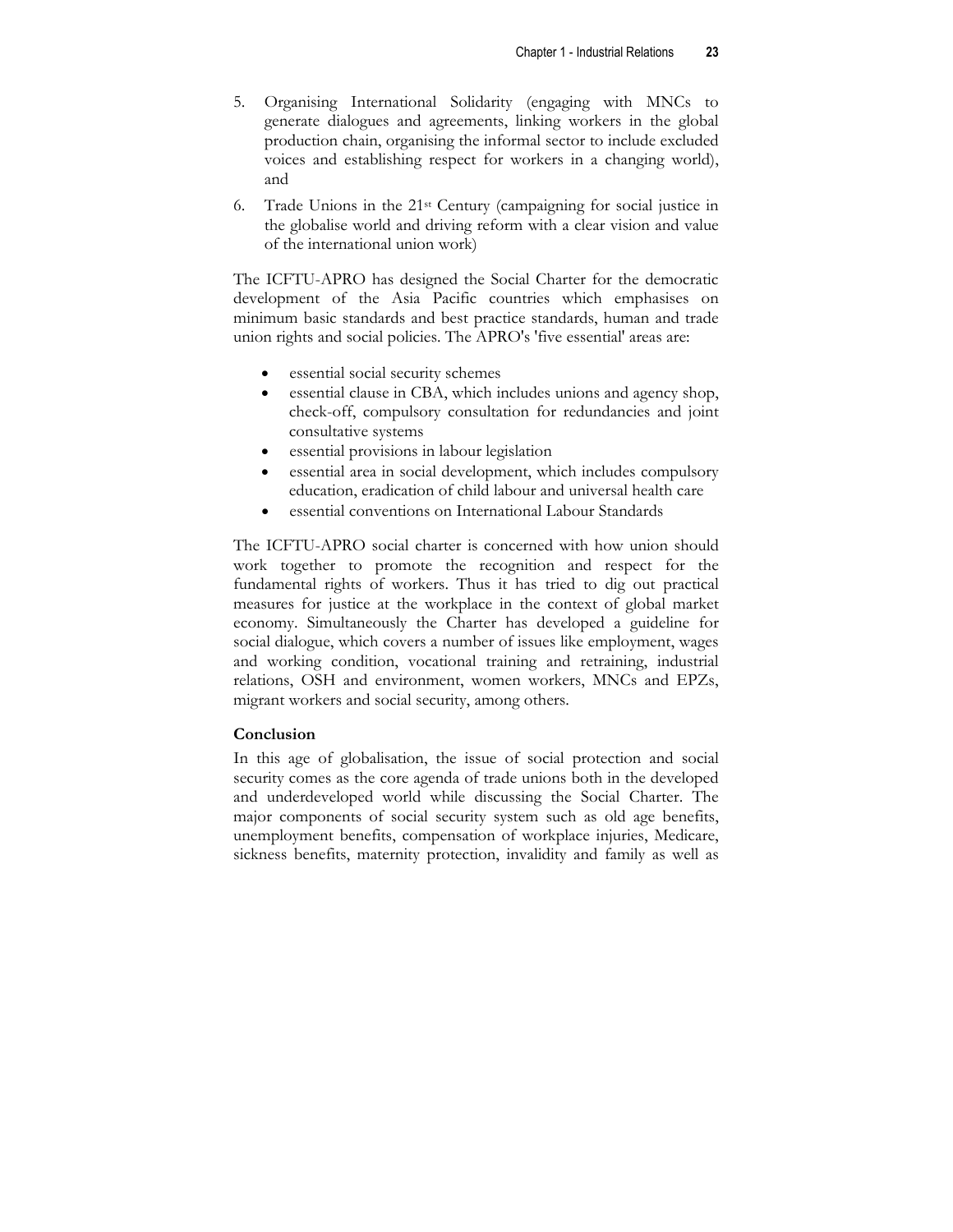5. Organising International Solidarity (engaging with MNCs to generate dialogues and agreements, linking workers in the global production chain, organising the informal sector to include excluded voices and establishing respect for workers in a changing world), and
6. Trade Unions in the 21st Century (campaigning for social justice in the globalise world and driving reform with a clear vision and value of the international union work)

The ICFTU-APRO has designed the Social Charter for the democratic development of the Asia Pacific countries which emphasises on minimum basic standards and best practice standards, human and trade union rights and social policies. The APRO's 'five essential' areas are:

- essential social security schemes
- essential clause in CBA, which includes unions and agency shop, check-off, compulsory consultation for redundancies and joint consultative systems
- essential provisions in labour legislation
- essential area in social development, which includes compulsory education, eradication of child labour and universal health care
- essential conventions on International Labour Standards

The ICFTU-APRO social charter is concerned with how union should work together to promote the recognition and respect for the fundamental rights of workers. Thus it has tried to dig out practical measures for justice at the workplace in the context of global market economy. Simultaneously the Charter has developed a guideline for social dialogue, which covers a number of issues like employment, wages and working condition, vocational training and retraining, industrial relations, OSH and environment, women workers, MNCs and EPZs, migrant workers and social security, among others.

**Conclusion**

In this age of globalisation, the issue of social protection and social security comes as the core agenda of trade unions both in the developed and underdeveloped world while discussing the Social Charter. The major components of social security system such as old age benefits, unemployment benefits, compensation of workplace injuries, Medicare, sickness benefits, maternity protection, invalidity and family as well as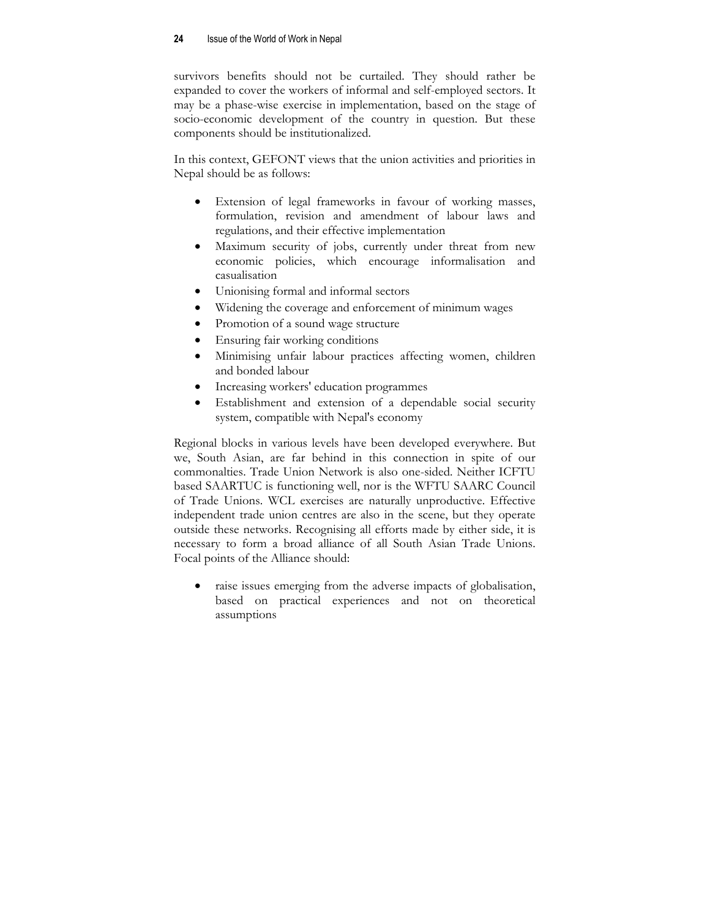survivors benefits should not be curtailed. They should rather be expanded to cover the workers of informal and self-employed sectors. It may be a phase-wise exercise in implementation, based on the stage of socio-economic development of the country in question. But these components should be institutionalized.

In this context, GEFONT views that the union activities and priorities in Nepal should be as follows:

- Extension of legal frameworks in favour of working masses, formulation, revision and amendment of labour laws and regulations, and their effective implementation
- Maximum security of jobs, currently under threat from new economic policies, which encourage informalisation and casualisation
- Unionising formal and informal sectors
- Widening the coverage and enforcement of minimum wages
- Promotion of a sound wage structure
- Ensuring fair working conditions
- Minimising unfair labour practices affecting women, children and bonded labour
- Increasing workers' education programmes
- Establishment and extension of a dependable social security system, compatible with Nepal's economy

Regional blocks in various levels have been developed everywhere. But we, South Asian, are far behind in this connection in spite of our commonalties. Trade Union Network is also one-sided. Neither ICFTU based SAARTUC is functioning well, nor is the WFTU SAARC Council of Trade Unions. WCL exercises are naturally unproductive. Effective independent trade union centres are also in the scene, but they operate outside these networks. Recognising all efforts made by either side, it is necessary to form a broad alliance of all South Asian Trade Unions. Focal points of the Alliance should:

- raise issues emerging from the adverse impacts of globalisation, based on practical experiences and not on theoretical assumptions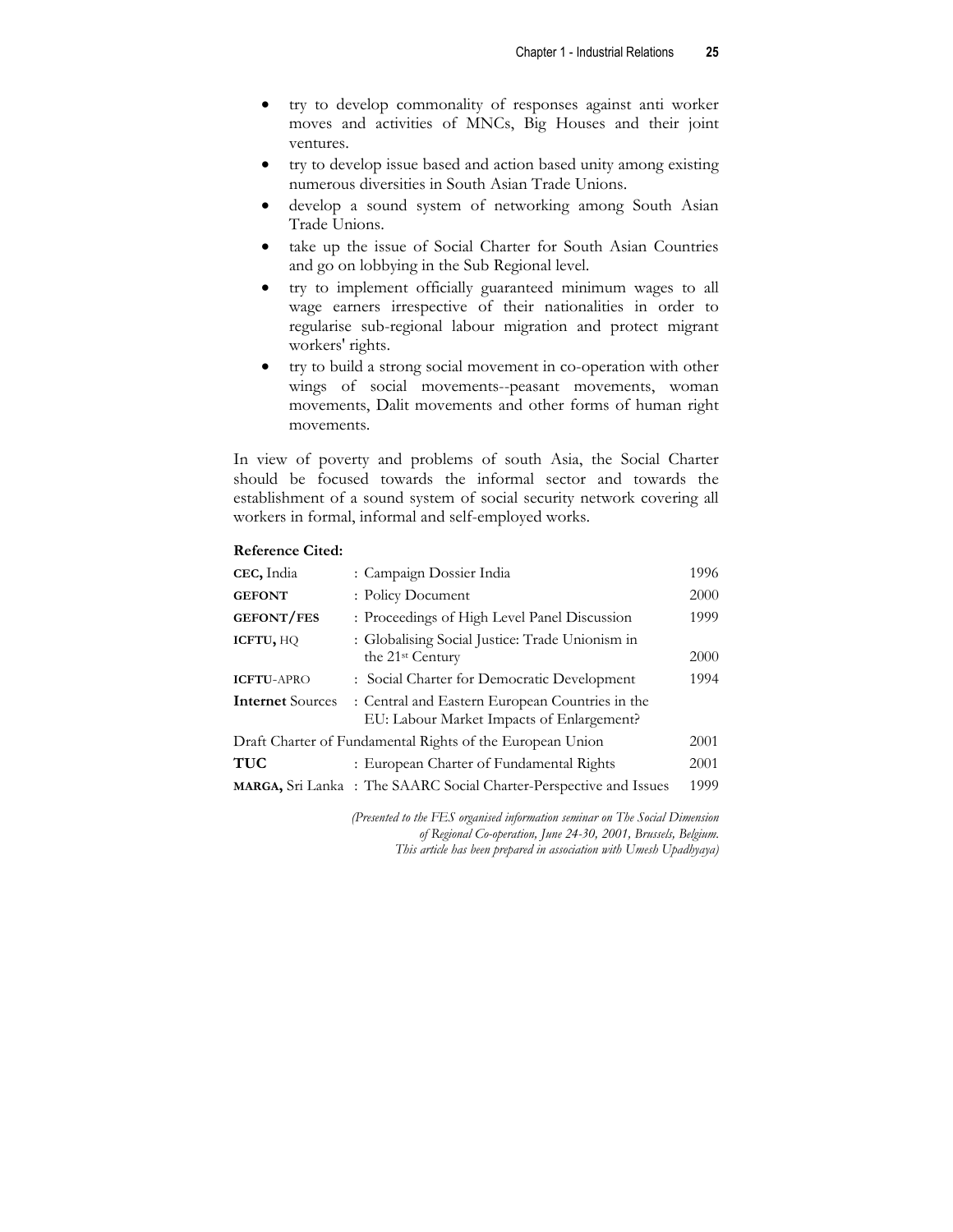- try to develop commonality of responses against anti worker moves and activities of MNCs, Big Houses and their joint ventures.
- try to develop issue based and action based unity among existing numerous diversities in South Asian Trade Unions.
- develop a sound system of networking among South Asian Trade Unions.
- take up the issue of Social Charter for South Asian Countries and go on lobbying in the Sub Regional level.
- try to implement officially guaranteed minimum wages to all wage earners irrespective of their nationalities in order to regularise sub-regional labour migration and protect migrant workers' rights.
- try to build a strong social movement in co-operation with other wings of social movements--peasant movements, woman movements, Dalit movements and other forms of human right movements.

In view of poverty and problems of south Asia, the Social Charter should be focused towards the informal sector and towards the establishment of a sound system of social security network covering all workers in formal, informal and self-employed works.

**Reference Cited:**

| | | |
|---|---|---|
| **CEC,** India | : Campaign Dossier India | 1996 |
| **GEFONT** | : Policy Document | 2000 |
| **GEFONT/FES** | : Proceedings of High Level Panel Discussion | 1999 |
| **ICFTU,** HQ | : Globalising Social Justice: Trade Unionism in the 21st Century | 2000 |
| **ICFTU**-APRO | : Social Charter for Democratic Development | 1994 |
| **Internet** Sources | : Central and Eastern European Countries in the EU: Labour Market Impacts of Enlargement? | |
| Draft Charter of Fundamental Rights of the European Union | | 2001 |
| **TUC** | : European Charter of Fundamental Rights | 2001 |
| **MARGA,** Sri Lanka | : The SAARC Social Charter-Perspective and Issues | 1999 |

*(Presented to the FES organised information seminar on The Social Dimension of Regional Co-operation, June 24-30, 2001, Brussels, Belgium. This article has been prepared in association with Umesh Upadhyaya)*